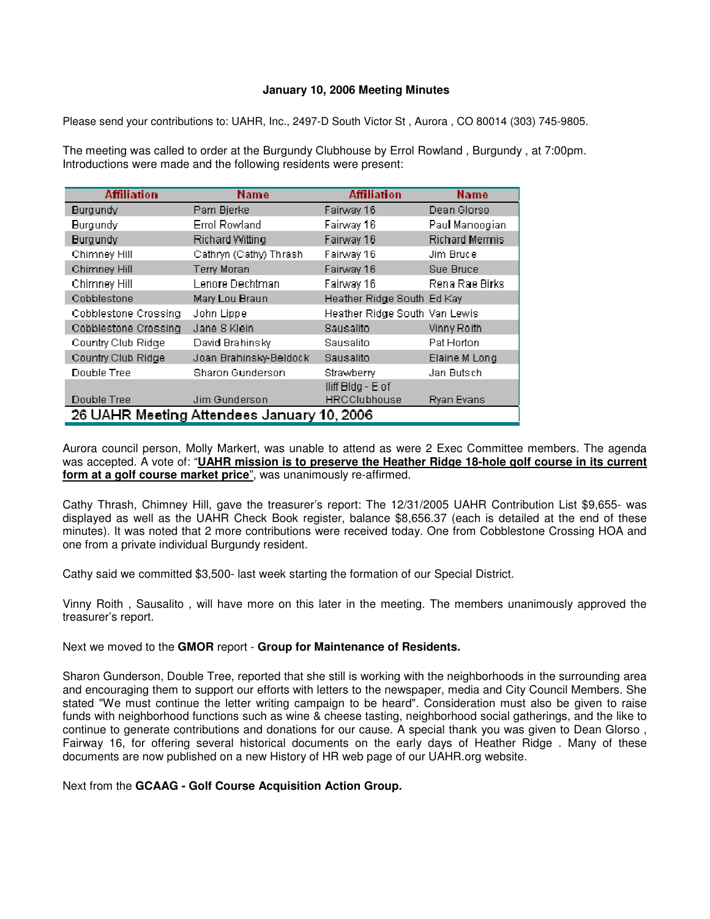**January 10, 2006 Meeting Minutes**

Please send your contributions to: UAHR, Inc., 2497-D South Victor St , Aurora , CO 80014 (303) 745-9805.

The meeting was called to order at the Burgundy Clubhouse by Errol Rowland , Burgundy , at 7:00pm. Introductions were made and the following residents were present:

| Affiliation | Name | Affiliation | Name |
|---|---|---|---|
| Burgundy | Pam Bjerke | Fairway 16 | Dean Glorso |
| Burgundy | Errol Rowland | Fairway 16 | Paul Manoogian |
| Burgundy | Richard Witting | Fairway 16 | Richard Mermis |
| Chimney Hill | Cathryn (Cathy) Thrash | Fairway 16 | Jim Bruce |
| Chimney Hill | Terry Moran | Fairway 16 | Sue Bruce |
| Chimney Hill | Lenore Dechtman | Fairway 16 | Rena Rae Birks |
| Cobblestone | Mary Lou Braun | Heather Ridge South | Ed Kay |
| Cobblestone Crossing | John Lippe | Heather Ridge South | Van Lewis |
| Cobblestone Crossing | Jane S Klein | Sausalito | Vinny Roith |
| Country Club Ridge | David Brahinsky | Sausalito | Pat Horton |
| Country Club Ridge | Joan Brahinsky-Beldock | Sausalito | Elaine M Long |
| Double Tree | Sharon Gunderson | Strawberry | Jan Butsch |
| Double Tree | Jim Gunderson | Iliff Bldg - E of HRCClubhouse | Ryan Evans |
| 26 UAHR Meeting Attendees January 10, 2006 | | | |

Aurora council person, Molly Markert, was unable to attend as were 2 Exec Committee members. The agenda was accepted. A vote of: "**UAHR mission is to preserve the Heather Ridge 18-hole golf course in its current form at a golf course market price**", was unanimously re-affirmed.

Cathy Thrash, Chimney Hill, gave the treasurer's report: The 12/31/2005 UAHR Contribution List $9,655- was displayed as well as the UAHR Check Book register, balance $8,656.37 (each is detailed at the end of these minutes). It was noted that 2 more contributions were received today. One from Cobblestone Crossing HOA and one from a private individual Burgundy resident.

Cathy said we committed $3,500- last week starting the formation of our Special District.

Vinny Roith , Sausalito , will have more on this later in the meeting. The members unanimously approved the treasurer's report.

Next we moved to the **GMOR** report - **Group for Maintenance of Residents.**

Sharon Gunderson, Double Tree, reported that she still is working with the neighborhoods in the surrounding area and encouraging them to support our efforts with letters to the newspaper, media and City Council Members. She stated "We must continue the letter writing campaign to be heard". Consideration must also be given to raise funds with neighborhood functions such as wine & cheese tasting, neighborhood social gatherings, and the like to continue to generate contributions and donations for our cause. A special thank you was given to Dean Glorso , Fairway 16, for offering several historical documents on the early days of Heather Ridge . Many of these documents are now published on a new History of HR web page of our UAHR.org website.

Next from the **GCAAG - Golf Course Acquisition Action Group.**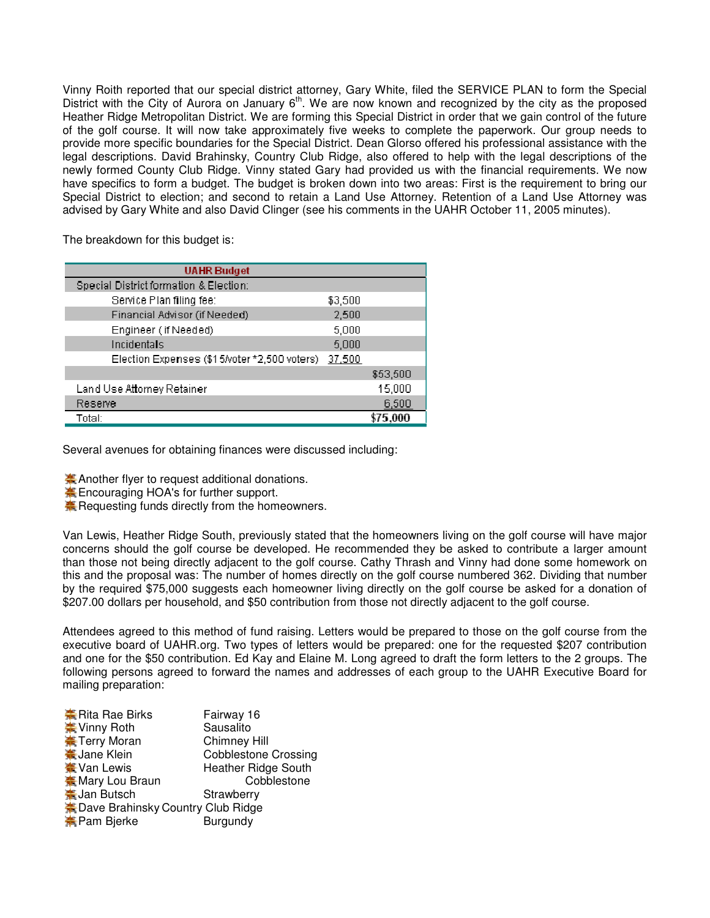Vinny Roith reported that our special district attorney, Gary White, filed the SERVICE PLAN to form the Special District with the City of Aurora on January 6th. We are now known and recognized by the city as the proposed Heather Ridge Metropolitan District. We are forming this Special District in order that we gain control of the future of the golf course. It will now take approximately five weeks to complete the paperwork. Our group needs to provide more specific boundaries for the Special District. Dean Glorso offered his professional assistance with the legal descriptions. David Brahinsky, Country Club Ridge, also offered to help with the legal descriptions of the newly formed County Club Ridge. Vinny stated Gary had provided us with the financial requirements. We now have specifics to form a budget. The budget is broken down into two areas: First is the requirement to bring our Special District to election; and second to retain a Land Use Attorney. Retention of a Land Use Attorney was advised by Gary White and also David Clinger (see his comments in the UAHR October 11, 2005 minutes).

The breakdown for this budget is:

| UAHR Budget | | |
|---|---|---|
| Special District formation & Election: | | |
| Service Plan filing fee: | $3,500 | |
| Financial Advisor (if Needed) | 2,500 | |
| Engineer ( if Needed) | 5,000 | |
| Incidentals | 5,000 | |
| Election Expenses ($15/voter *2,500 voters) | 37,500 | |
| | | $53,500 |
| Land Use Attorney Retainer | | 15,000 |
| Reserve | | 6,500 |
| Total: | | **$75,000** |

Several avenues for obtaining finances were discussed including:

- Another flyer to request additional donations.
- Encouraging HOA's for further support.
- Requesting funds directly from the homeowners.

Van Lewis, Heather Ridge South, previously stated that the homeowners living on the golf course will have major concerns should the golf course be developed. He recommended they be asked to contribute a larger amount than those not being directly adjacent to the golf course. Cathy Thrash and Vinny had done some homework on this and the proposal was: The number of homes directly on the golf course numbered 362. Dividing that number by the required $75,000 suggests each homeowner living directly on the golf course be asked for a donation of $207.00 dollars per household, and $50 contribution from those not directly adjacent to the golf course.

Attendees agreed to this method of fund raising. Letters would be prepared to those on the golf course from the executive board of UAHR.org. Two types of letters would be prepared: one for the requested $207 contribution and one for the $50 contribution. Ed Kay and Elaine M. Long agreed to draft the form letters to the 2 groups. The following persons agreed to forward the names and addresses of each group to the UAHR Executive Board for mailing preparation:

- Rita Rae Birks — Fairway 16
- Vinny Roth — Sausalito
- Terry Moran — Chimney Hill
- Jane Klein — Cobblestone Crossing
- Van Lewis — Heather Ridge South
- Mary Lou Braun — Cobblestone
- Jan Butsch — Strawberry
- Dave Brahinsky — Country Club Ridge
- Pam Bjerke — Burgundy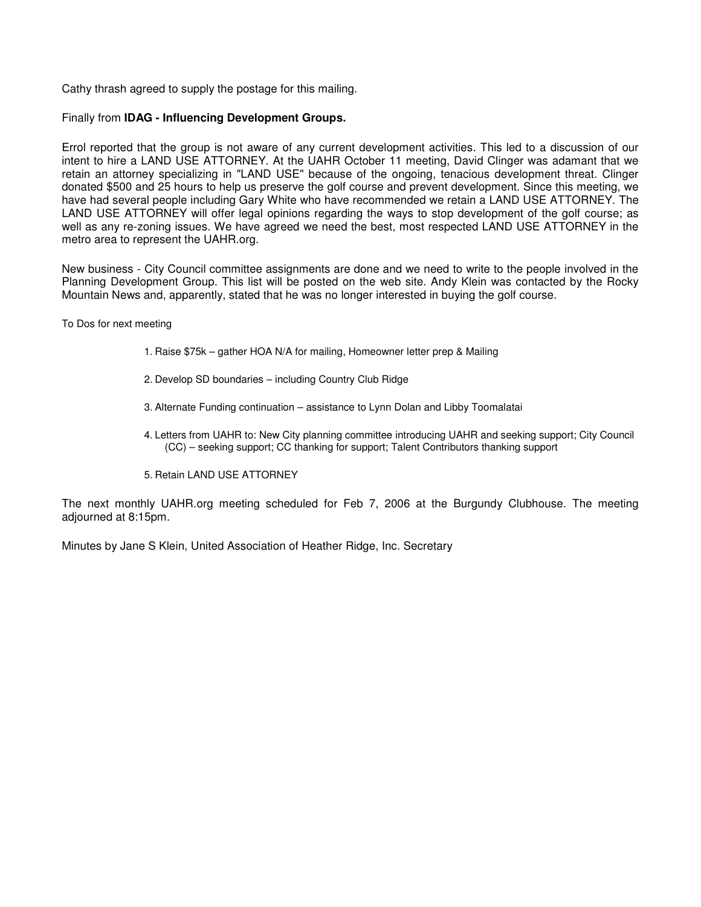Cathy thrash agreed to supply the postage for this mailing.

Finally from **IDAG - Influencing Development Groups.**

Errol reported that the group is not aware of any current development activities. This led to a discussion of our intent to hire a LAND USE ATTORNEY. At the UAHR October 11 meeting, David Clinger was adamant that we retain an attorney specializing in "LAND USE" because of the ongoing, tenacious development threat. Clinger donated $500 and 25 hours to help us preserve the golf course and prevent development. Since this meeting, we have had several people including Gary White who have recommended we retain a LAND USE ATTORNEY. The LAND USE ATTORNEY will offer legal opinions regarding the ways to stop development of the golf course; as well as any re-zoning issues. We have agreed we need the best, most respected LAND USE ATTORNEY in the metro area to represent the UAHR.org.

New business - City Council committee assignments are done and we need to write to the people involved in the Planning Development Group. This list will be posted on the web site. Andy Klein was contacted by the Rocky Mountain News and, apparently, stated that he was no longer interested in buying the golf course.

To Dos for next meeting

1. Raise $75k – gather HOA N/A for mailing, Homeowner letter prep & Mailing
2. Develop SD boundaries – including Country Club Ridge
3. Alternate Funding continuation – assistance to Lynn Dolan and Libby Toomalatai
4. Letters from UAHR to: New City planning committee introducing UAHR and seeking support; City Council (CC) – seeking support; CC thanking for support; Talent Contributors thanking support
5. Retain LAND USE ATTORNEY

The next monthly UAHR.org meeting scheduled for Feb 7, 2006 at the Burgundy Clubhouse. The meeting adjourned at 8:15pm.

Minutes by Jane S Klein, United Association of Heather Ridge, Inc. Secretary